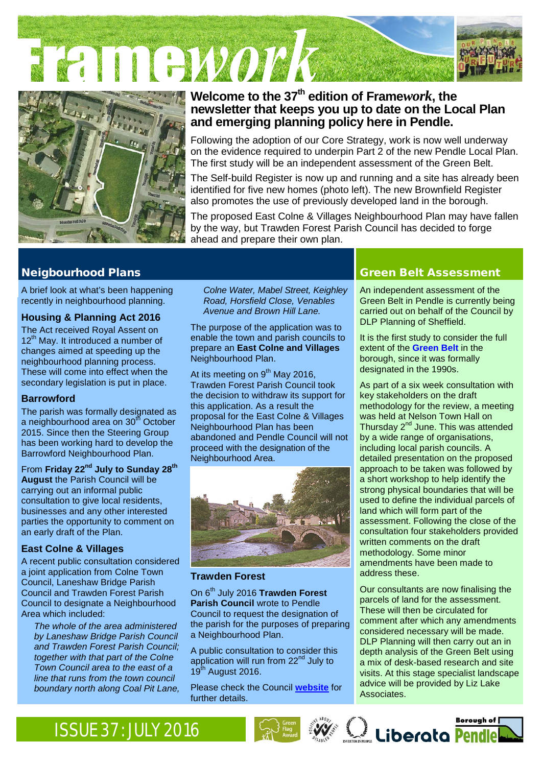# Framework

## Welcome to the 37th edition of Frame*work*, the newsletter that keeps you up to date on the Local Plan and emerging planning policy here in Pendle.

Following the adoption of our Core Strategy, work is now well underway on the evidence required to underpin Part 2 of the new Pendle Local Plan. The first study will be an independent assessment of the Green Belt.

The Self-build Register is now up and running and a site has already been identified for five new homes (photo left). The new Brownfield Register also promotes the use of previously developed land in the borough.

The proposed East Colne & Villages Neighbourhood Plan may have fallen by the way, but Trawden Forest Parish Council has decided to forge ahead and prepare their own plan.

## Neigbourhood Plans

A brief look at what's been happening recently in neighbourhood planning.

### Housing & Planning Act 2016

The Act received Royal Assent on 12th May. It introduced a number of changes aimed at speeding up the neighbourhood planning process. These will come into effect when the secondary legislation is put in place.

### Barrowford

The parish was formally designated as a neighbourhood area on 30th October 2015. Since then the Steering Group has been working hard to develop the Barrowford Neighbourhood Plan.

From **Friday 22nd July to Sunday 28th August** the Parish Council will be carrying out an informal public consultation to give local residents, businesses and any other interested parties the opportunity to comment on an early draft of the Plan.

### East Colne & Villages

A recent public consultation considered a joint application from Colne Town Council, Laneshaw Bridge Parish Council and Trawden Forest Parish Council to designate a Neighbourhood Area which included:

> *The whole of the area administered by Laneshaw Bridge Parish Council and Trawden Forest Parish Council; together with that part of the Colne Town Council area to the east of a line that runs from the town council boundary north along Coal Pit Lane, Colne Water, Mabel Street, Keighley Road, Horsfield Close, Venables Avenue and Brown Hill Lane.*

The purpose of the application was to enable the town and parish councils to prepare an **East Colne and Villages** Neighbourhood Plan.

At its meeting on 9th May 2016, Trawden Forest Parish Council took the decision to withdraw its support for this application. As a result the proposal for the East Colne & Villages Neighbourhood Plan has been abandoned and Pendle Council will not proceed with the designation of the Neighbourhood Area.

### Trawden Forest

On 6th July 2016 **Trawden Forest Parish Council** wrote to Pendle Council to request the designation of the parish for the purposes of preparing a Neighbourhood Plan.

A public consultation to consider this application will run from 22nd July to 19th August 2016.

Please check the Council **website** for further details.

## Green Belt Assessment

An independent assessment of the Green Belt in Pendle is currently being carried out on behalf of the Council by DLP Planning of Sheffield.

It is the first study to consider the full extent of the **Green Belt** in the borough, since it was formally designated in the 1990s.

As part of a six week consultation with key stakeholders on the draft methodology for the review, a meeting was held at Nelson Town Hall on Thursday 2nd June. This was attended by a wide range of organisations, including local parish councils. A detailed presentation on the proposed approach to be taken was followed by a short workshop to help identify the strong physical boundaries that will be used to define the individual parcels of land which will form part of the assessment. Following the close of the consultation four stakeholders provided written comments on the draft methodology. Some minor amendments have been made to address these.

Our consultants are now finalising the parcels of land for the assessment. These will then be circulated for comment after which any amendments considered necessary will be made. DLP Planning will then carry out an in depth analysis of the Green Belt using a mix of desk-based research and site visits. At this stage specialist landscape advice will be provided by Liz Lake Associates.

ISSUE 37 : JULY 2016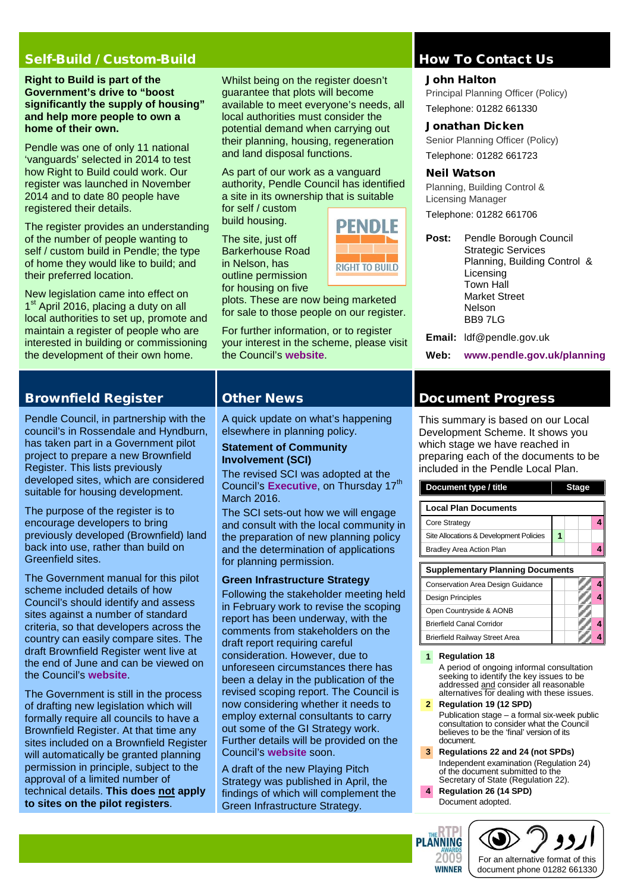## Self-Build / Custom-Build

**Right to Build is part of the Government's drive to "boost significantly the supply of housing" and help more people to own a home of their own.**

Pendle was one of only 11 national 'vanguards' selected in 2014 to test how Right to Build could work. Our register was launched in November 2014 and to date 80 people have registered their details.

The register provides an understanding of the number of people wanting to self / custom build in Pendle; the type of home they would like to build; and their preferred location.

New legislation came into effect on 1st April 2016, placing a duty on all local authorities to set up, promote and maintain a register of people who are interested in building or commissioning the development of their own home.

Whilst being on the register doesn't guarantee that plots will become available to meet everyone's needs, all local authorities must consider the potential demand when carrying out their planning, housing, regeneration and land disposal functions.

As part of our work as a vanguard authority, Pendle Council has identified a site in its ownership that is suitable for self / custom build housing.

PENDLE RIGHT TO BUILD

The site, just off Barkerhouse Road in Nelson, has outline permission for housing on five plots. These are now being marketed for sale to those people on our register.

For further information, or to register your interest in the scheme, please visit the Council's **website**.

## How To Contact Us

**John Halton**
Principal Planning Officer (Policy)
Telephone: 01282 661330

**Jonathan Dicken**
Senior Planning Officer (Policy)
Telephone: 01282 661723

**Neil Watson**
Planning, Building Control & Licensing Manager
Telephone: 01282 661706

**Post:** Pendle Borough Council
Strategic Services
Planning, Building Control & Licensing
Town Hall
Market Street
Nelson
BB9 7LG

**Email:** ldf@pendle.gov.uk

**Web:** **www.pendle.gov.uk/planning**

## Brownfield Register

Pendle Council, in partnership with the council's in Rossendale and Hyndburn, has taken part in a Government pilot project to prepare a new Brownfield Register. This lists previously developed sites, which are considered suitable for housing development.

The purpose of the register is to encourage developers to bring previously developed (Brownfield) land back into use, rather than build on Greenfield sites.

The Government manual for this pilot scheme included details of how Council's should identify and assess sites against a number of standard criteria, so that developers across the country can easily compare sites. The draft Brownfield Register went live at the end of June and can be viewed on the Council's **website**.

The Government is still in the process of drafting new legislation which will formally require all councils to have a Brownfield Register. At that time any sites included on a Brownfield Register will automatically be granted planning permission in principle, subject to the approval of a limited number of technical details. **This does not apply to sites on the pilot registers**.

## Other News

A quick update on what's happening elsewhere in planning policy.

### Statement of Community Involvement (SCI)

The revised SCI was adopted at the Council's **Executive**, on Thursday 17th March 2016.

The SCI sets-out how we will engage and consult with the local community in the preparation of new planning policy and the determination of applications for planning permission.

### Green Infrastructure Strategy

Following the stakeholder meeting held in February work to revise the scoping report has been underway, with the comments from stakeholders on the draft report requiring careful consideration. However, due to unforeseen circumstances there has been a delay in the publication of the revised scoping report. The Council is now considering whether it needs to employ external consultants to carry out some of the GI Strategy work. Further details will be provided on the Council's **website** soon.

A draft of the new Playing Pitch Strategy was published in April, the findings of which will complement the Green Infrastructure Strategy.

## Document Progress

This summary is based on our Local Development Scheme. It shows you which stage we have reached in preparing each of the documents to be included in the Pendle Local Plan.

| Document type / title | Stage 1 | Stage 2 | Stage 3 | Stage 4 |
|---|---|---|---|---|
| **Local Plan Documents** | | | | |
| Core Strategy | | | | 4 |
| Site Allocations & Development Policies | 1 | | | |
| Bradley Area Action Plan | | | | 4 |
| **Supplementary Planning Documents** | | | | |
| Conservation Area Design Guidance | | | | 4 |
| Design Principles | | | | 4 |
| Open Countryside & AONB | | | | |
| Brierfield Canal Corridor | | | | 4 |
| Brierfield Railway Street Area | | | | 4 |

**1 Regulation 18**
A period of ongoing informal consultation seeking to identify the key issues to be addressed and consider all reasonable alternatives for dealing with these issues.

**2 Regulation 19 (12 SPD)**
Publication stage – a formal six-week public consultation to consider what the Council believes to be the 'final' version of its document.

**3 Regulations 22 and 24 (not SPDs)**
Independent examination (Regulation 24) of the document submitted to the Secretary of State (Regulation 22).

**4 Regulation 26 (14 SPD)**
Document adopted.

THE RTPI PLANNING AWARDS 2009 WINNER

For an alternative format of this document phone 01282 661330